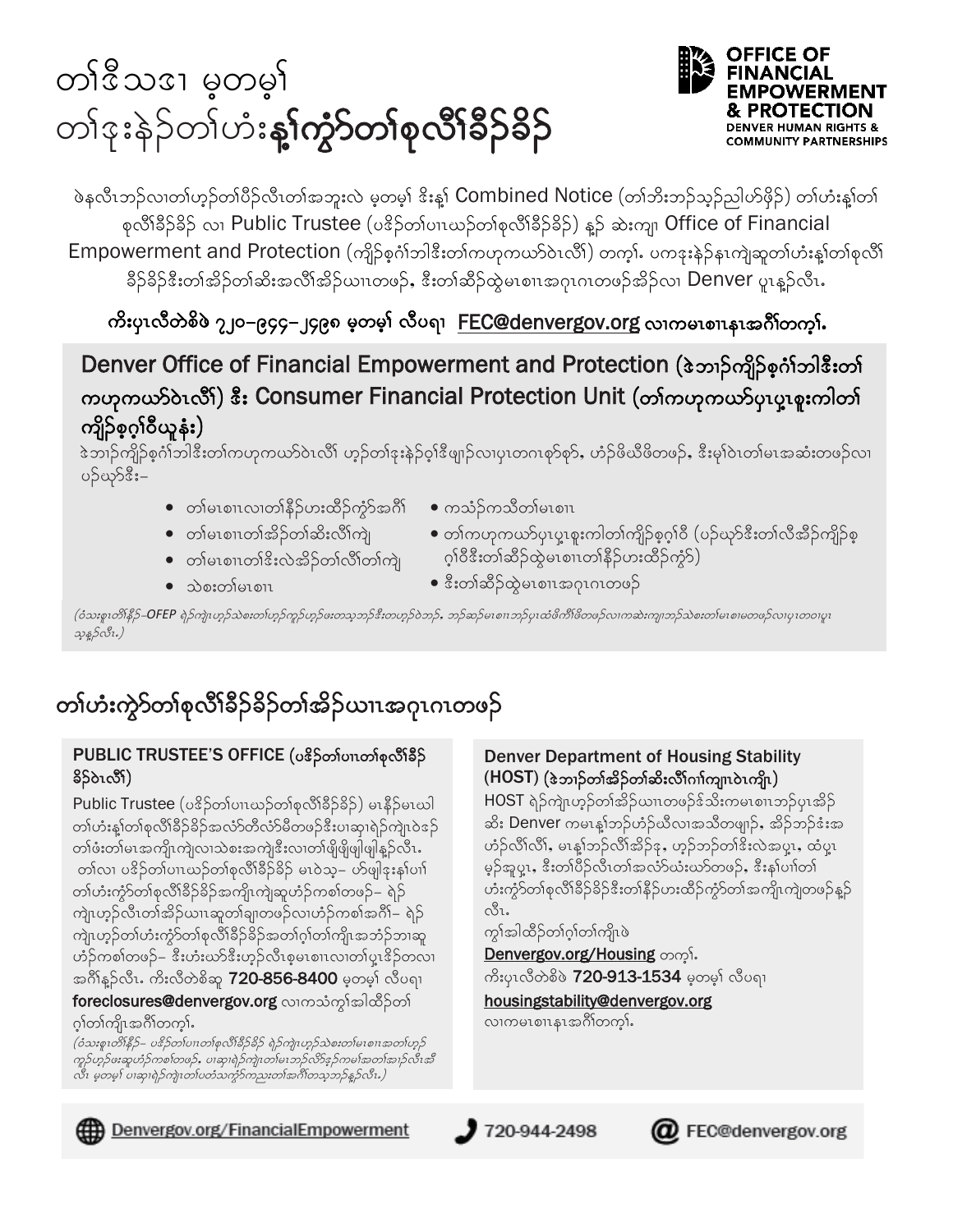# တၢ်ဒီသဒၢ မ့တမ့ၢ် တၢ်ဒုးနဲၣ်တၢ်ဟံးန့ၢ်ကွဲာ်တၢ်စုလီၢ်ခီၣ်ခိၣ်

**OFFICE OF FINANCIAL EMPOWERMENT & PROTECTION**
DENVER HUMAN RIGHTS & COMMUNITY PARTNERSHIPS

ဖဲနလီၤဘၣ်လၢတၢ်ဟ့ၣ်တၢ်ပိၣ်လီၤတၢ်အဘူးလဲ မ့တမ့ၢ် ဒီးန့ၢ် Combined Notice (တၢ်ဘိးဘၣ်သှၣ်ညါဟ်ဖိုၣ်) တၢ်ဟံးန့ၢ်တၢ်စုလီၢ်ခီၣ်ခိၣ် လၢ Public Trustee (ပဒိၣ်တၢ်ပၢၤဃၣ်တၢ်စုလီၢ်ခီၣ်ခိၣ်) န့ၣ် ဆဲးကျၢ Office of Financial Empowerment and Protection (ကျိၣ်စ့ဂံၢ်ဘါဒီးတၢ်ကဟုကယာ်ဝဲၤလီၢ်) တက့ၢ်. ပကဒုးနဲၣ်နၤကျဲဆူတၢ်ဟံးန့ၢ်တၢ်စုလီၢ်ခီၣ်ခိၣ်ဒီးတၢ်အိၣ်တၢ်ဆိးအလီၢ်အိၣ်ယၢၤတဖၣ်, ဒီးတၢ်ဆီၣ်ထွဲမၤစၢၤအဂုၤဂၤတဖၣ်အိၣ်လၢ Denver ပူၤန့ၣ်လီၤ.

**ကိးပုၤလီတဲစိဖဲ ၇၂၀-၉၄၄-၂၄၉၈ မ့တမ့ၢ် လီပရ႑ FEC@denvergov.org လၢကမၤစၢၤနၤအဂီၢ်တက့ၢ်.**

## Denver Office of Financial Empowerment and Protection (ဒဲဘၢၣ်ကျိၣ်စ့ဂံၢ်ဘါဒီးတၢ်ကဟုကယာ်ဝဲၤလီၢ်) ဒီး Consumer Financial Protection Unit (တၢ်ကဟုကယာ်ပှၤပှ့ၤစူးကါတၢ်ကျိၣ်စ့ဂ့ၢ်ဝီယူနံး)

ဒဲဘၢၣ်ကျိၣ်စ့ဂံၢ်ဘါဒီးတၢ်ကဟုကယာ်ဝဲၤလီၢ် ဟ့ၣ်တၢ်ဒုးနဲၣ်ဝ့ၢ်ဒီဖျၢၣ်လၢပှၤတဂၤစုာ်စုာ်, ဟံၣ်ဖိယီဖိတဖၣ်, ဒီးမုၢ်ဝဲၤတၢ်မၤအဆံးတဖၣ်လၢ ပၣ်ယှာ်ဒီး–

- တၢ်မၤစၢၤလၢတၢ်နီၣ်ဟးထီၣ်ကွဲာ်အဂီၢ်
- တၢ်မၤစၢၤတၢ်အိၣ်တၢ်ဆိးလီၢ်ကျဲ
- တၢ်မၤစၢၤတၢ်ဒိးလဲအိၣ်တၢ်လီၢ်တၢ်ကျဲ
- သဲစးတၢ်မၤစၢၤ
- ကသံၣ်ကသီတၢ်မၤစၢၤ
- တၢ်ကဟုကယာ်ပှၤပှ့ၤစူးကါတၢ်ကျိၣ်စ့ဂ့ၢ်ဝီ (ပၣ်ယှာ်ဒီးတၢ်လီအိၣ်ကျိၣ်စ့ဂ့ၢ်ဝီဒီးတၢ်ဆိၣ်ထွဲမၤစၢၤတၢ်နီၣ်ဟးထီၣ်ကွဲာ်)
- ဒီးတၢ်ဆိၣ်ထွဲမၤစၢၤအဂုၤဂၤတဖၣ်

*(ဝံသးစူၤတိၢ်နိၣ်–OFEP ရဲၣ်ကျဲၤဟ့ၣ်သဲစးတၢ်ဟ့ၣ်ကူၣ်ဟ့ၣ်ဖးတသ့ဘၣ်ဒီးတဟ့ၣ်ဝဲဘၣ်. ဘၣ်ဆၣ်မၤစၢၤဘၣ်ပှၤထံဖိကီၢ်ဖိတဖၣ်လၢကဆဲးကျၢဘၣ်သဲစးတၢ်မၤစၢၤမၤတဖၣ်လၢပှၤတဝၢပူၤသ့န့ၣ်လီၤ.)*

## တၢ်ဟံးကွဲာ်တၢ်စုလီၢ်ခီၣ်ခိၣ်တၢ်အိၣ်ယၢၤအဂုၤဂၤတဖၣ်

### PUBLIC TRUSTEE'S OFFICE (ပဒိၣ်တၢ်ပၢၤတၢ်စုလီၢ်ခီၣ်ခိၣ်ဝဲၤလီၢ်)

Public Trustee (ပဒိၣ်တၢ်ပၢၤဃၣ်တၢ်စုလီၢ်ခီၣ်ခိၣ်) မၤနီၣ်မၤဃါတၢ်ဟံးန့ၢ်တၢ်စုလီၢ်ခီၣ်ခိၣ်အလံာ်တီလံာ်မီတဖၣ်ဒီးပၢဆှၢရဲၣ်ကျဲၤဝဲဒၣ်တၢ်ဖံးတၢ်မၤအကျိၤကျဲလၢသဲစးအကျဲဒီးလၢတၢ်ဖျိဖျိဖျါဖျါန့ၣ်လီၤ. တၢ်လၢ ပဒိၣ်တၢ်ပၢၤဃၣ်တၢ်စုလီၢ်ခီၣ်ခိၣ် မၤဝဲသ့– ဟ်ဖျါဒုးနဲၣ်ပၢၢ်တၢ်ဟံးကွဲာ်တၢ်စုလီၢ်ခီၣ်ခိၣ်အကျိၤကျဲဆူဟံၣ်ကစၢ်တဖၣ်– ရဲၣ်ကျဲၤဟ့ၣ်လီၤတၢ်အိၣ်ယၢၤဆူတၢ်ချၢတဖၣ်လၢဟံၣ်ကစၢ်အဂီၢ်– ရဲၣ်ကျဲၤဟ့ၣ်တၢ်ဟံးကွဲာ်တၢ်စုလီၢ်ခီၣ်ခိၣ်အတၢ်ဂ့ၢ်တၢ်ကျိၤအဘၣ်ဘၢဆူဟံၣ်ကစၢ်တဖၣ်– ဒီးဟံးဃာ်ဒီးဟ့ၣ်လီၤစ့မၤစၢၤလၢတၢ်ပှ့ၤဒိၣ်တလၢအဂီၢ်န့ၣ်လီၤ. ကိးလီတဲစိဆူ **720-856-8400** မ့တမ့ၢ် လီပရ႑ **foreclosures@denvergov.org** လၢကသံကွၢ်အါထိၣ်တၢ်ဂ့ၢ်တၢ်ကျိၤအဂီၢ်တက့ၢ်.

*(ဝံသးစူၤတိၢ်နိၣ်– ပဒိၣ်တၢ်ပၢၤတၢ်စုလီၢ်ခီၣ်ခိၣ် ရဲၣ်ကျဲၤဟ့ၣ်သဲစးတၢ်မၤစၢၤအတၢ်ဟ့ၣ်ကူၣ်ဟ့ၣ်ဖးဆူဟံၣ်ကစၢ်တဖၣ်, ပၢဆှၢရဲၣ်ကျဲၤတၢ်မၤဘၣ်လိာ်ဒ့ၣ်ကမၢ်အတၢ်ဆၢၣ်လီၤဆီလီၤ မ့တမ့ၢ် ပၢဆှၢရဲၣ်ကျဲၤတၢ်ပတံသကွဲာ်ကညးတၢ်အဂီၢ်တသ့ဘၣ်န့ၣ်လီၤ.)*

### Denver Department of Housing Stability (HOST) (ဒဲဘၢၣ်တၢ်အိၣ်တၢ်ဆိးလီၢ်ဂၢ်ကျၢၤဝဲၤကျိၤ)

HOST ရဲၣ်ကျဲၤဟ့ၣ်တၢ်အိၣ်ယၢၤတဖၣ်ဒ်သိးကမၤစၢၤဘၣ်ပှၤအိၣ်ဆိး Denver ကမၤန့ၢ်ဘၣ်ဟံၣ်ယီလၢအသိတဖျၢၣ်, အိၣ်ဘၣ်ဒံးအဟံၣ်လီၢ်လီၢ်, မၤန့ၢ်ဘၣ်လီၢ်အိၣ်ဒ့, ဟ့ၣ်ဘၣ်တၢ်ဒိးလဲအပှ့ၤ, ထံပှ့ၤမ့ၣ်အူပှ့ၤ, ဒီးတၢ်ပိၣ်လီၤတၢ်အလံာ်ဃံးယာ်တဖၣ်, ဒီးနၢ်ပၢၢ်တၢ်ဟံးကွဲာ်တၢ်စုလီၢ်ခီၣ်ခိၣ်ဒီးတၢ်နီၣ်ဟးထီၣ်ကွဲာ်တၢ်အကျိၤကျဲတဖၣ်န့ၣ်လီၤ.

ကွၢ်အါထိၣ်တၢ်ဂ့ၢ်တၢ်ကျိၤဖဲ **Denvergov.org/Housing** တက့ၢ်.

ကိးပုၤလီတဲစိဖဲ **720-913-1534** မ့တမ့ၢ် လီပရ႑ **housingstability@denvergov.org** လၢကမၤစၢၤနၤအဂီၢ်တက့ၢ်.

Denvergov.org/FinancialEmpowerment | 720-944-2498 | FEC@denvergov.org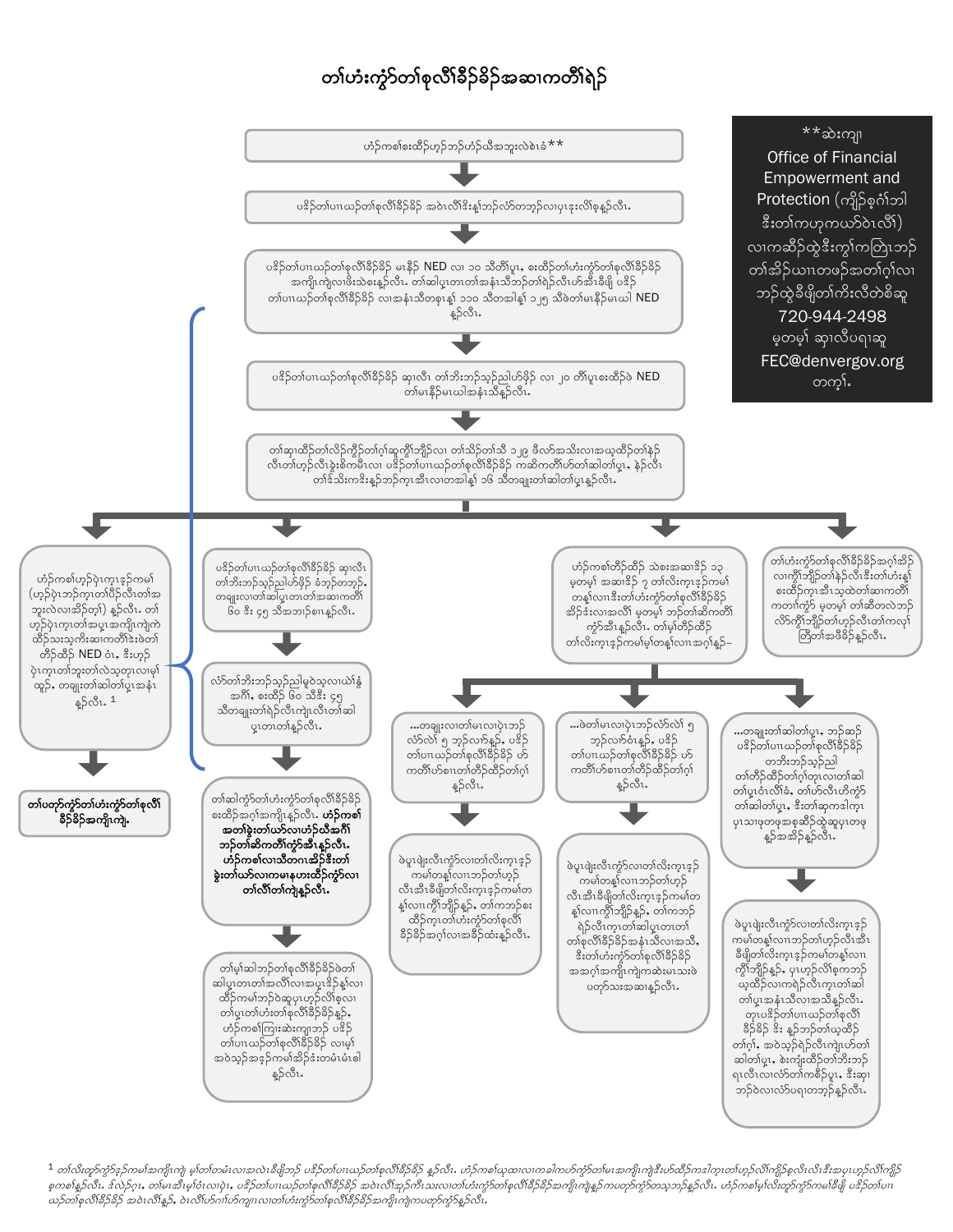# တၢ်ဟံးကွဲာ်တၢ်စုလီၢ်ခီဉ်ခိဉ်အဆၢကတီၢ်ရဲဉ်

**ဆဲးကျၢ
Office of Financial Empowerment and Protection (ကျိဉ်စ့ၢ်ဘါဒီးတၢ်ကဟုကယာ်ဝဲၤလီၢ်) လၢကဆီဉ်ထွဲဒီးကွၢ်ကတြၢၤဘၣ်တၢ်အိၣ်ယၢၤတဖၣ်အတၢ်ဂ့ၢ်လၢဘၣ်ထွဲဒီဖျိတၢ်ကိးလီတဲစိဆူ 720-944-2498 မ့တမ့ၢ် ဆှၢလံာ်ပရၢဆူ FEC@denvergov.org တက့ၢ်.

ဟံဉ်ကစၢ်စးထိဉ်ဟ့ဉ်ဘဉ်ဟံဉ်ယီအဘူးလဲစဲၢ်ခဲ**

ပဒိဉ်တၢ်ပၢၤယဉ်တၢ်စုလီၢ်ခီဉ်ခိဉ် အဝဲၤလီၢ်ဒိးန့ၢ်ဘဉ်လံာ်တဘ့ဉ်လၢပှၤဒုးလီၢ်စ့န့ဉ်လီၤ.

ပဒိဉ်တၢ်ပၢၤယဉ်တၢ်စုလီၢ်ခီဉ်ခိဉ် မၤနီဉ် NED လၢ ၁၀ သီတီၢ်ပူၤ, စးထိဉ်တၢ်ဟံးကွဲာ်တၢ်စုလီၢ်ခီဉ်ခိဉ်အကျိၤကျဲလၢဖိးသဲစးန့ဉ်လီၤ. တၢ်ဆါပှၤတၢတၢ်အနံၤသိဘဉ်တၢ်ရဲဉ်လီၤဟ်အီၤခီဖျိ ပဒိဉ်တၢ်ပၢၤယဉ်တၢ်စုလီၢ်ခီဉ်ခိဉ် လၢအနံၤသီတစုၤန့ၢ် ၁၁၀ သီတအါန့ၢ် ၁၂၅ သီဖဲတၢ်မၤနီဉ်မၤယါ NED န့ဉ်လီၤ.

ပဒိဉ်တၢ်ပၢၤယဉ်တၢ်စုလီၢ်ခီဉ်ခိဉ် ဆှၢလီၤ တၢ်ဘီးဘဉ်သ့ဉ်ညါဟ်ဖှိဉ် လၢ ၂၀ သီတီၢ်ပူၤစးထိဉ်ဖဲ NED တၢ်မၤနီဉ်မၤယါအနံၤသီန့ဉ်လီၤ.

တၢ်ဆှၢထိဉ်တၢ်လိဉ်ကွဲဉ်တၢ်ဂ့ၢ်ဆူကွၢ်ဘျိၣ်လၢ တၢ်သိဉ်တၢ်သီ ၁၂၉ ဖီလာ်အသိးလၢအယူထိဉ်တၢ်နဉ်လီၤတၢ်ဟ့ဉ်လီၤခွဲးစိကမီၤလၢ ပဒိဉ်တၢ်ပၢၤယဉ်တၢ်စုလီၢ်ခီဉ်ခိဉ် ကဆိကတီၢ်ဟ်တၢ်ဆါတၢ်ပူၤ, နဲဉ်လီၤတၢ်ဒ်သိးကဒီးန့ဉ်ဘဉ်ကွၤအီၤလၢတအါန့ၢ် ၁၆ သီတချုးတၢ်ဆါတၢ်ပူၤန့ဉ်လီၤ.

ဟံဉ်ကစၢ်ဟ့ဉ်ပှဲၤကူၤန့ဉ်ကမၢ် (ဟ့ဉ်ပှဲၤဘဉ်ကူၤတၢ်ပိဉ်လီၤတၢ်အဘူးလဲလၢအိဉ်တ့ၢ်) န့ဉ်လီၤ. တၢ်ဟ့ဉ်ပှဲၤကူၤတၢ်အပူၤအကျိၤကျဲကဲထိဉ်သးသ့ကီးဆၢကတီၢ်ဒီးဖဲတၢ်တိဉ်ထိဉ် NED ဝံၤ, ဒီးဟ့ဉ်ပှဲၤကူၤတၢ်ဘူးတၢ်လဲသ့တုၤလၢမ့ၢ်ထူဉ်, တချူးတၢ်ဆါတၢ်ပူၤအနံၤန့ဉ်လီၤ. [1]

**တၢ်ပတုာ်ကွဲာ်တၢ်ဟံးကွဲာ်တၢ်စုလီၢ်ခီဉ်ခိဉ်အကျိၤကျဲ.**

ပဒိဉ်တၢ်ပၢၤယဉ်တၢ်စုလီၢ်ခီဉ်ခိဉ် ဆှၢလီၤ တၢ်ဘီးဘဉ်သ့ဉ်ညါဟ်ဖှိဉ် ခံဘ့ဉ်တဘ့ဉ်, တချုးလၢတၢ်ဆါပှၤတၢတၢ်အဆၢကတီၢ် ၆၀ ဒီး ၄၅ သီအဘၢဉ်စၢၤန့ဉ်လီၤ.

လံာ်တၢ်ဘီးဘဉ်သ့ဉ်ညါမ့ၢ်ဝဲသ့လၢဃဲၢ်န့ၢ်အဂၢ်, စးထိဉ် ၆၀ သီဒီး ၄၅ သီတချုးတၢ်ရဲဉ်လီၤကျဲလီၤတၢ်ဆါပှၤတၢတၢ်န့ဉ်လီၤ.

တၢ်ဆါကွဲာ်တၢ်ဟံးကွဲာ်တၢ်စုလီၢ်ခီဉ်ခိဉ် စးထိဉ်အဂ့ၢ်အကျိၤန့ဉ်လီၤ. **ဟံဉ်ကစၢ်အတၢ်ခွဲးတၢ်ယာ်လၢဟံဉ်ယီအဂီၢ် ဘဉ်တၢ်ဆိကတီၢ်ကွဲာ်အီၤန့ဉ်လီၤ. ဟံဉ်ကစၢ်လၢသီတဂၤအိဉ်ဒီးတၢ်ခွဲးတၢ်ယာ်လၢကမၤနဟးထိဉ်ကွဲာ်လၢတၢ်လိၢ်တၢ်ကျဲန့ဉ်လီၤ.**

တၢ်မ့ၢ်ဆါဘဉ်တၢ်စုလီၢ်ခီဉ်ခိဉ်ဖဲတၢ်ဆါပှၤတၢတၢ်အလီၢ်လၢအပူၤဒိဉ်န့ၢ်လၢထိဉ်ကမၢ်ဘဉ်ဝဲဆူပှၤဟ့ဉ်လီၢ်စ့လၢတၢ်ပှၤတၢ်ဟံးတၢ်စုလီၢ်ခီဉ်ခိဉ်န့ဉ်, ဟံဉ်ကစၢ်ကြၢးဆဲးကျၢဘဉ် ပဒိဉ်တၢ်ပၢၤယဉ်တၢ်စုလီၢ်ခီဉ်ခိဉ် လၢမ့ၢ်အဝဲသ့ဉ်အဒုဉ်ကမၢ်အိဉ်ဒံးတမံၤမံၤဓါန့ဉ်လီၤ.

ဟံဉ်ကစၢ်တိဉ်ထိဉ် သဲစးအဆၢဒိဉ် ၁၃ မ့တမ့ၢ် အဆၢဒိဉ် ၇ တၢ်လီးကူၤန့ဉ်ကမၢ်တနၢ်လၢၤဒီးတၢ်ဟံးကွဲာ်တၢ်စုလီၢ်ခီဉ်ခိဉ် အိဉ်ဒံးလၢအလီၢ် မ့တမ့ၢ် ဘဉ်တၢ်ဆိကတီၢ်ကွဲာ်အီၤန့ဉ်လီၤ. တၢ်မ့ၢ်တိဉ်ထိဉ်တၢ်လီးကူၤန့ဉ်ကမၢ်မ့ၢ်တနၢ်လၢၤအဂ့ၢ်နဉ်–

...တချူးလၢတၢ်မၤလၢပှဲၤဘဉ်လံာ်လဲၢ် ၅ ဘ့ဉ်လၢာ်နန့ဉ်, ပဒိဉ်တၢ်ပၢၤယဉ်တၢ်စုလီၢ်ခီဉ်ခိဉ် ဟ်ကတီၢ်ဟ်စၢၤတၢ်တိဉ်ထိဉ်တၢ်ဂ့ၢ်န့ဉ်လီၤ.

ဖဲပူၤဖျိးလီၤကွဲာ်လၢတၢ်လီးကူၤန့ဉ်ကမၢ်တနၢ်လၢၤဘဉ်တၢ်ဟ့ဉ်လီၤအီၤခီဖျိတၢ်လီးကူၤန့ဉ်ကမၢ်တနၢ်လၢၤကွၢ်ဘျိၣ်နဉ်, တၢ်ကဘဉ်စးထိဉ်ကူၤတၢ်ဟံးကွဲာ်တၢ်စုလီၢ်ခီဉ်ခိဉ်အဂ့ၢ်လၢအခီဉ်ထံးန့ဉ်လီၤ.

...ဖဲတၢ်မၤလၢပှဲၤဘဉ်လံာ်လဲၢ် ၅ ဘ့ဉ်လၢာ်ဝံၤန့ဉ်, ပဒိဉ်တၢ်ပၢၤယဉ်တၢ်စုလီၢ်ခီဉ်ခိဉ် ဟ်ကတီၢ်ဟ်စၢၤတၢ်တိဉ်ထိဉ်တၢ်ဂ့ၢ်န့ဉ်လီၤ.

ဖဲပူၤဖျိးလီၤကွဲာ်လၢတၢ်လီးကူၤန့ဉ်ကမၢ်တနၢ်လၢၤဘဉ်တၢ်ဟ့ဉ်လီၤအီၤခီဖျိတၢ်လီးကူၤန့ဉ်ကမၢ်တနၢ်လၢၤကွၢ်ဘျိၣ်နဉ်, တၢ်ကဘဉ်ရဲဉ်လီၤကူၤတၢ်ဆါပှၤတၢတၢ်တၢ်စုလီၢ်ခီဉ်ခိဉ်အနံၤသီလၢအသီ, ဒီးတၢ်ဟံးကွဲာ်တၢ်စုလီၢ်ခီဉ်ခိဉ်အဂ့ၢ်အကျိၤကျဲကဆဲးမၤသးဖဲပတုာ်သးအဆၢန့ဉ်လီၤ.

...တချူးတၢ်ဆါတၢ်ပူၤ, ဘဉ်ဆဉ် ပဒိဉ်တၢ်ပၢၤယဉ်တၢ်စုလီၢ်ခီဉ်ခိဉ် တဘီးဘဉ်သ့ဉ်ညါတၢ်တိဉ်ထိဉ်တၢ်ဂ့ၢ်တုၤလၢတၢ်ဆါတၢ်ပူၤဝံၤလီၢ်ခံ, တၢ်ဟ်လီၤဟ်ကွဲာ်တၢ်ဆါတၢ်ပူၤ, ဒီးတၢ်ဆုာကဒါကူၤပှၤသၢဖုတဖုအစုဆီဉ်ထွဲဆူပှၤတဖုန့ဉ်အဒိဉ်န့ဉ်လီၤ.

ဖဲပူၤဖျိးလီၤကွဲာ်လၢတၢ်လီးကူၤန့ဉ်ကမၢ်တနၢ်လၢၤဘဉ်တၢ်ဟ့ဉ်လီၤအီၤခီဖျိတၢ်လီးကူၤန့ဉ်ကမၢ်တနၢ်လၢၤကွၢ်ဘျိၣ်နဉ်, ပှၤဟ့ဉ်လီၢ်စ့ကဘဉ်ယုထိဉ်လၢကရဲဉ်လီၤကူၤတၢ်ဆါတၢ်ပူၤအနံၤသီလၢအသီန့ဉ်လီၤ. တုၤပဒိဉ်တၢ်ပၢၤယဉ်တၢ်စုလီၢ်ခီဉ်ခိဉ် ဒီး နဉ်ဘဉ်တၢ်ယုထိဉ်တၢ်ဂ့ၢ်, အဝဲသ့ဉ်ရဲဉ်လီၤကျဲလီၤတၢ်ဆါတၢ်ပူၤ, ဒီးကျိးထိဉ်တၢ်ဘီးဘဉ်ရၢလီၤလၢလံာ်တၢ်စိဉ်ပူၤ, ဒီးဆှၢဘဉ်ဝဲလၢလံာ်ပရၢတဘ့ဉ်န့ဉ်လီၤ.

တၢ်ဟံးကွဲာ်တၢ်စုလီၢ်ခီဉ်ခိဉ်အဂ့ၢ်အိဉ်လၢကွၢ်ဘျိၣ်တၢ်နဲဉ်လီၤဒီးတၢ်ဟံးန့ၢ်စးထိဉ်ကူၤအီၤသ့ထဲဝဲဆၢကတီၢ်ကတၢၢ်ကွဲာ် မ့တမ့ၢ် တၢ်ဆီတလဲဘဉ်လံာ်ကွၢ်ဘျိၣ်တၢ်ဟ့ဉ်လီၤတၢ်ကလု ၢ်တြီတၢ်အဖိခိဉ်န့ဉ်လီၤ.

---

[1] *တၢ်လီးတုာ်ကွဲာ်န့ဉ်ကမၢ်အကျိၤကျဲ မ့ၢ်တၢ်တမံၤလၢအလဲၤခီဖျိဘဉ် ပဒိဉ်တၢ်ပၢၤယဉ်တၢ်စုလီၢ်ခီဉ်ခိဉ် န့ဉ်လီၤ. ဟံဉ်ကစၢ်ယုထၢလၢကစါကပာ်ကွဲာ်တၢ်မၤအကျိၤကျဲဒီးဟ်ထိဉ်ကဒါကူၤတၢ်ဟ့ဉ်လီၢ်ကျိဉ်စ့လီၤလီၤဒီးအပူၤဟ့ဉ်လီၢ်ကျိဉ်စ့ကမၢ်န့ဉ်လီၤ. ဒ်လဲဉ်ဂ့ၤ, တၢ်မၤအီၤမ့ၢ်ဝံၤလၢပှဲၤ, ပဒိဉ်တၢ်ပၢၤယဉ်တၢ်စုလီၢ်ခီဉ်ခိဉ် အဝဲၤလီၢ်နၣ်ကိၤသးလၢတၢ်ဟံးကွဲာ်တၢ်စုလီၢ်ခီဉ်ခိဉ်အကျိၤကျဲန့ဉ်ကပတုာ်ကွဲာ်တသ့ဘဉ်န့ဉ်လီၤ. ဟံဉ်ကစၢ်မ့ၢ်လီးတုာ်ကွဲာ်ကမၢ်ခီဖျိ ပဒိဉ်တၢ်ပၢၤယဉ်တၢ်စုလီၢ်ခီဉ်ခိဉ် အဝဲၤလီၢ်န့ဉ်, ဝဲၤလီၢ်ဟ်ဂၢၢ်ဟ်ကျၢၤလၢတၢ်ဟံးကွဲာ်တၢ်စုလီၢ်ခီဉ်ခိဉ်အကျိၤကျဲကပတုာ်ကွဲာ်န့ဉ်လီၤ.*